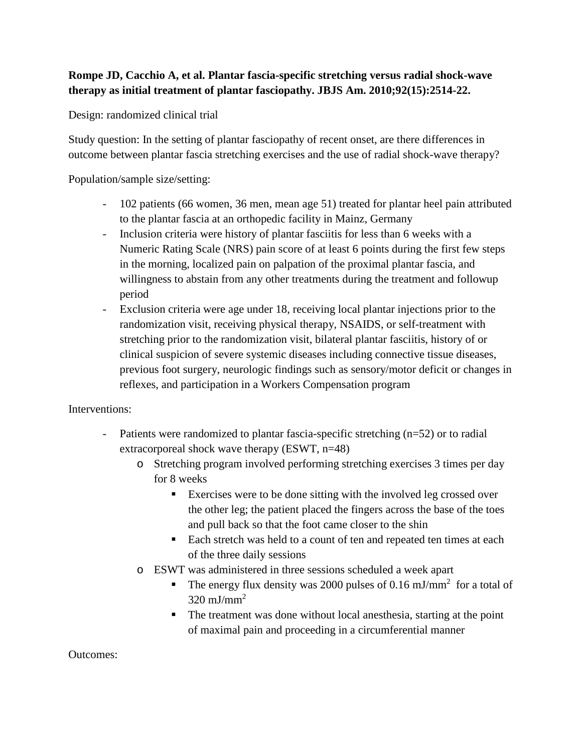**Rompe JD, Cacchio A, et al. Plantar fascia-specific stretching versus radial shock-wave therapy as initial treatment of plantar fasciopathy. JBJS Am. 2010;92(15):2514-22.**

Design: randomized clinical trial

Study question: In the setting of plantar fasciopathy of recent onset, are there differences in outcome between plantar fascia stretching exercises and the use of radial shock-wave therapy?

Population/sample size/setting:

- 102 patients (66 women, 36 men, mean age 51) treated for plantar heel pain attributed to the plantar fascia at an orthopedic facility in Mainz, Germany
- Inclusion criteria were history of plantar fasciitis for less than 6 weeks with a Numeric Rating Scale (NRS) pain score of at least 6 points during the first few steps in the morning, localized pain on palpation of the proximal plantar fascia, and willingness to abstain from any other treatments during the treatment and followup period
- Exclusion criteria were age under 18, receiving local plantar injections prior to the randomization visit, receiving physical therapy, NSAIDS, or self-treatment with stretching prior to the randomization visit, bilateral plantar fasciitis, history of or clinical suspicion of severe systemic diseases including connective tissue diseases, previous foot surgery, neurologic findings such as sensory/motor deficit or changes in reflexes, and participation in a Workers Compensation program

Interventions:

- Patients were randomized to plantar fascia-specific stretching (n=52) or to radial extracorporeal shock wave therapy (ESWT, n=48)
  - Stretching program involved performing stretching exercises 3 times per day for 8 weeks
    - Exercises were to be done sitting with the involved leg crossed over the other leg; the patient placed the fingers across the base of the toes and pull back so that the foot came closer to the shin
    - Each stretch was held to a count of ten and repeated ten times at each of the three daily sessions
  - ESWT was administered in three sessions scheduled a week apart
    - The energy flux density was 2000 pulses of 0.16 $mJ/mm^2$ for a total of 320 $mJ/mm^2$
    - The treatment was done without local anesthesia, starting at the point of maximal pain and proceeding in a circumferential manner

Outcomes: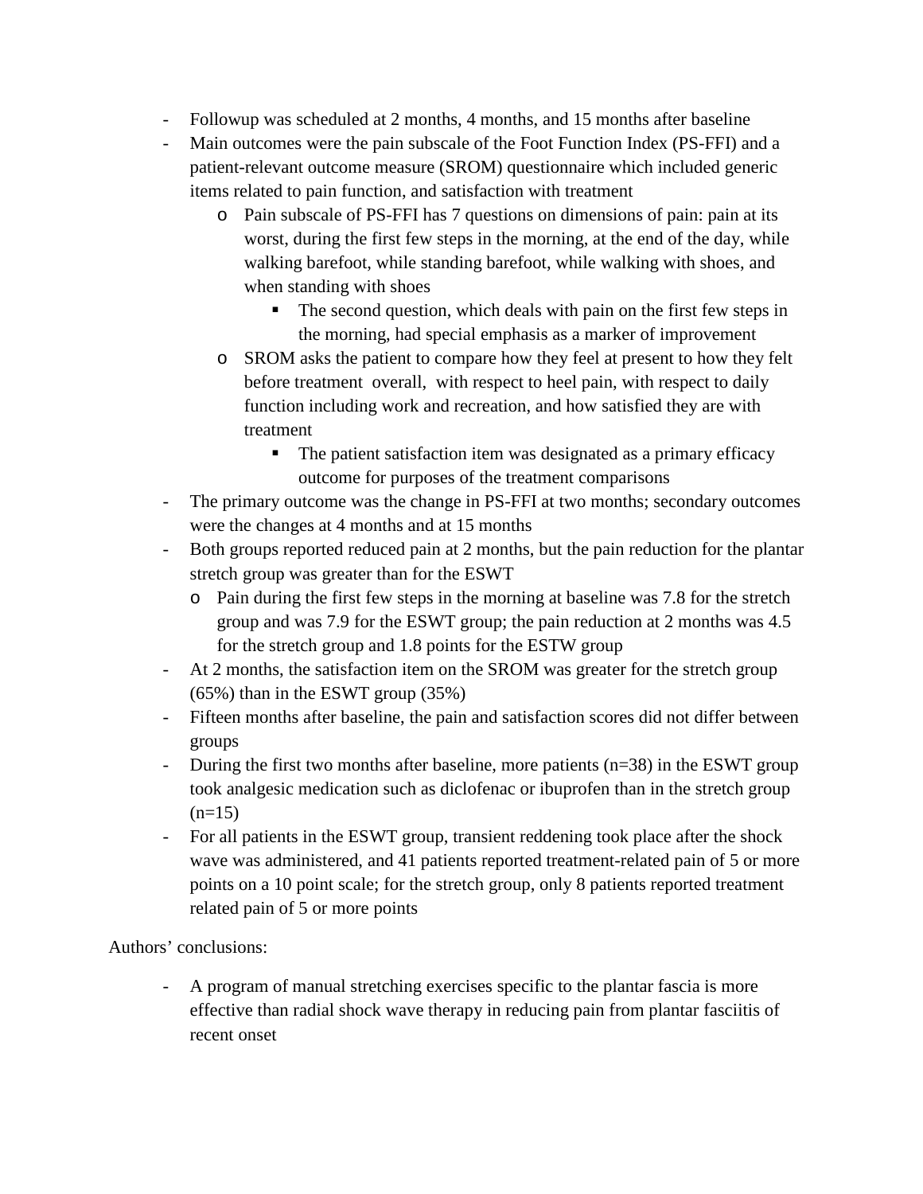- Followup was scheduled at 2 months, 4 months, and 15 months after baseline
- Main outcomes were the pain subscale of the Foot Function Index (PS-FFI) and a patient-relevant outcome measure (SROM) questionnaire which included generic items related to pain function, and satisfaction with treatment
    - Pain subscale of PS-FFI has 7 questions on dimensions of pain: pain at its worst, during the first few steps in the morning, at the end of the day, while walking barefoot, while standing barefoot, while walking with shoes, and when standing with shoes
        - The second question, which deals with pain on the first few steps in the morning, had special emphasis as a marker of improvement
    - SROM asks the patient to compare how they feel at present to how they felt before treatment overall, with respect to heel pain, with respect to daily function including work and recreation, and how satisfied they are with treatment
        - The patient satisfaction item was designated as a primary efficacy outcome for purposes of the treatment comparisons
- The primary outcome was the change in PS-FFI at two months; secondary outcomes were the changes at 4 months and at 15 months
- Both groups reported reduced pain at 2 months, but the pain reduction for the plantar stretch group was greater than for the ESWT
    - Pain during the first few steps in the morning at baseline was 7.8 for the stretch group and was 7.9 for the ESWT group; the pain reduction at 2 months was 4.5 for the stretch group and 1.8 points for the ESTW group
- At 2 months, the satisfaction item on the SROM was greater for the stretch group (65%) than in the ESWT group (35%)
- Fifteen months after baseline, the pain and satisfaction scores did not differ between groups
- During the first two months after baseline, more patients (n=38) in the ESWT group took analgesic medication such as diclofenac or ibuprofen than in the stretch group (n=15)
- For all patients in the ESWT group, transient reddening took place after the shock wave was administered, and 41 patients reported treatment-related pain of 5 or more points on a 10 point scale; for the stretch group, only 8 patients reported treatment related pain of 5 or more points

Authors' conclusions:

- A program of manual stretching exercises specific to the plantar fascia is more effective than radial shock wave therapy in reducing pain from plantar fasciitis of recent onset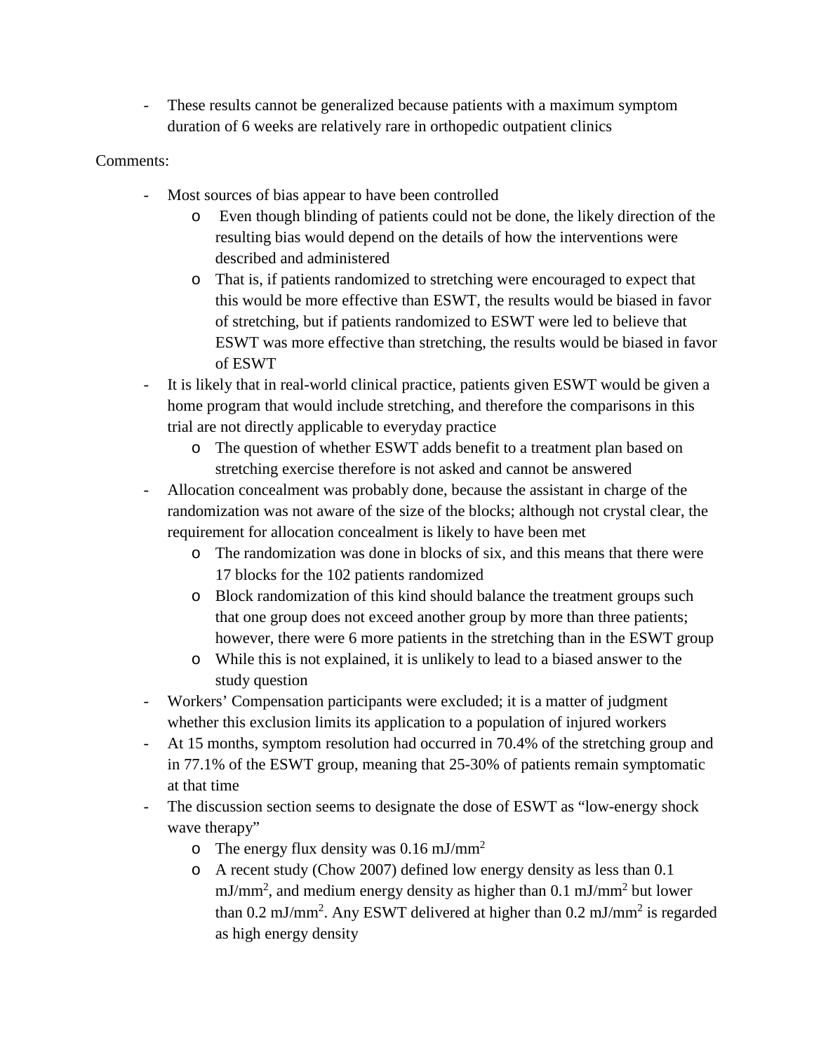- These results cannot be generalized because patients with a maximum symptom duration of 6 weeks are relatively rare in orthopedic outpatient clinics

Comments:

- Most sources of bias appear to have been controlled
    - Even though blinding of patients could not be done, the likely direction of the resulting bias would depend on the details of how the interventions were described and administered
    - That is, if patients randomized to stretching were encouraged to expect that this would be more effective than ESWT, the results would be biased in favor of stretching, but if patients randomized to ESWT were led to believe that ESWT was more effective than stretching, the results would be biased in favor of ESWT
- It is likely that in real-world clinical practice, patients given ESWT would be given a home program that would include stretching, and therefore the comparisons in this trial are not directly applicable to everyday practice
    - The question of whether ESWT adds benefit to a treatment plan based on stretching exercise therefore is not asked and cannot be answered
- Allocation concealment was probably done, because the assistant in charge of the randomization was not aware of the size of the blocks; although not crystal clear, the requirement for allocation concealment is likely to have been met
    - The randomization was done in blocks of six, and this means that there were 17 blocks for the 102 patients randomized
    - Block randomization of this kind should balance the treatment groups such that one group does not exceed another group by more than three patients; however, there were 6 more patients in the stretching than in the ESWT group
    - While this is not explained, it is unlikely to lead to a biased answer to the study question
- Workers' Compensation participants were excluded; it is a matter of judgment whether this exclusion limits its application to a population of injured workers
- At 15 months, symptom resolution had occurred in 70.4% of the stretching group and in 77.1% of the ESWT group, meaning that 25-30% of patients remain symptomatic at that time
- The discussion section seems to designate the dose of ESWT as "low-energy shock wave therapy"
    - The energy flux density was 0.16 $mJ/mm^2$
    - A recent study (Chow 2007) defined low energy density as less than 0.1 $mJ/mm^2$, and medium energy density as higher than 0.1 $mJ/mm^2$ but lower than 0.2 $mJ/mm^2$. Any ESWT delivered at higher than 0.2 $mJ/mm^2$ is regarded as high energy density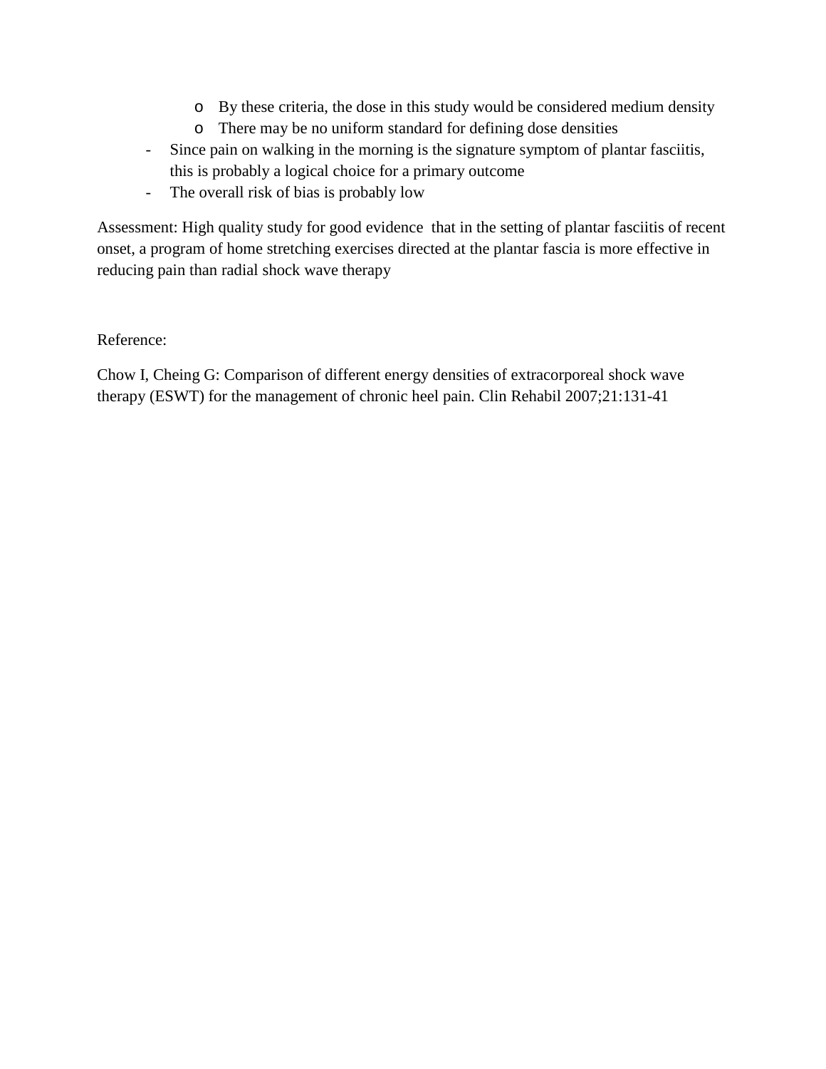- By these criteria, the dose in this study would be considered medium density
  - There may be no uniform standard for defining dose densities
- Since pain on walking in the morning is the signature symptom of plantar fasciitis, this is probably a logical choice for a primary outcome
- The overall risk of bias is probably low

Assessment: High quality study for good evidence that in the setting of plantar fasciitis of recent onset, a program of home stretching exercises directed at the plantar fascia is more effective in reducing pain than radial shock wave therapy

Reference:

Chow I, Cheing G: Comparison of different energy densities of extracorporeal shock wave therapy (ESWT) for the management of chronic heel pain. Clin Rehabil 2007;21:131-41